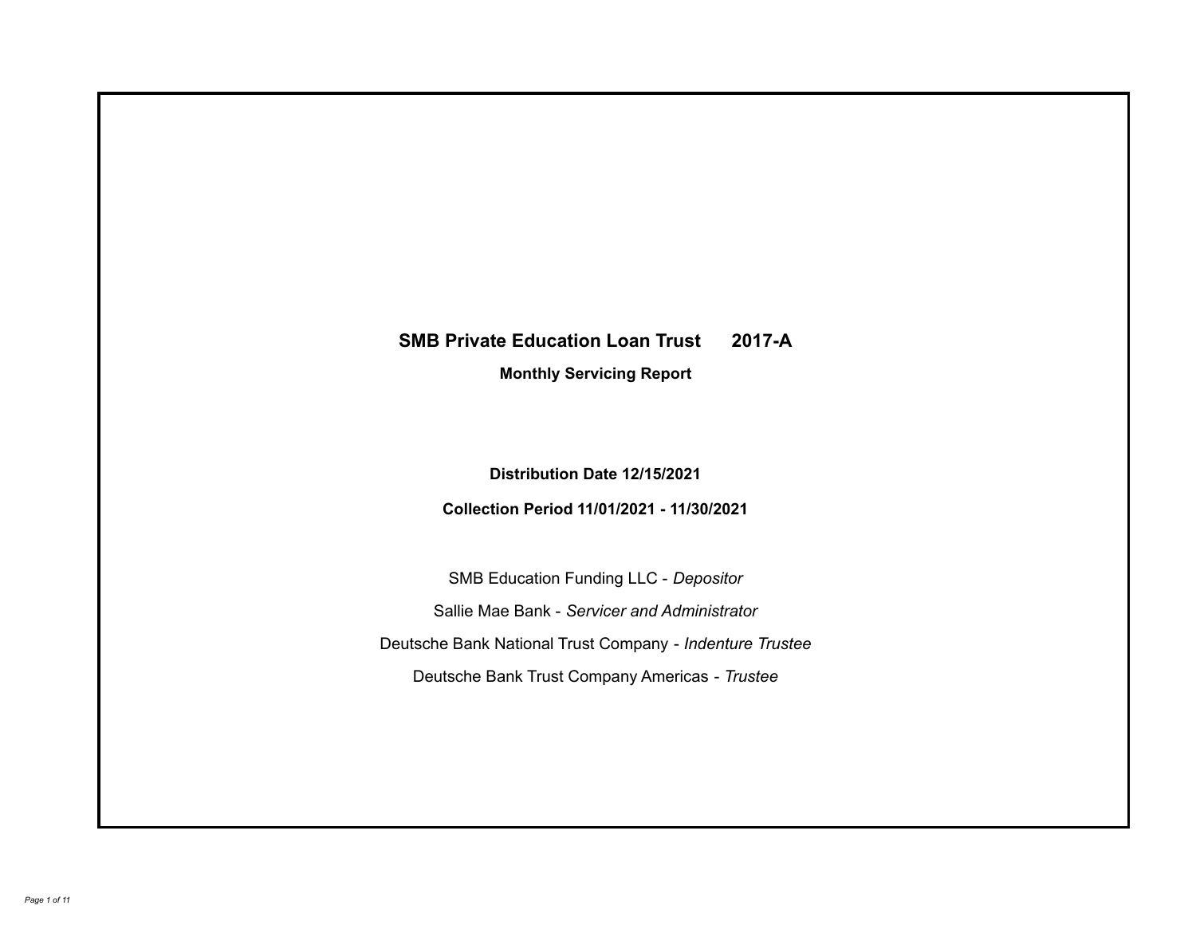# SMB Private Education Loan Trust 2017-A

## Monthly Servicing Report

**Distribution Date 12/15/2021**

**Collection Period 11/01/2021 - 11/30/2021**

SMB Education Funding LLC - *Depositor*

Sallie Mae Bank - *Servicer and Administrator*

Deutsche Bank National Trust Company - *Indenture Trustee*

Deutsche Bank Trust Company Americas - *Trustee*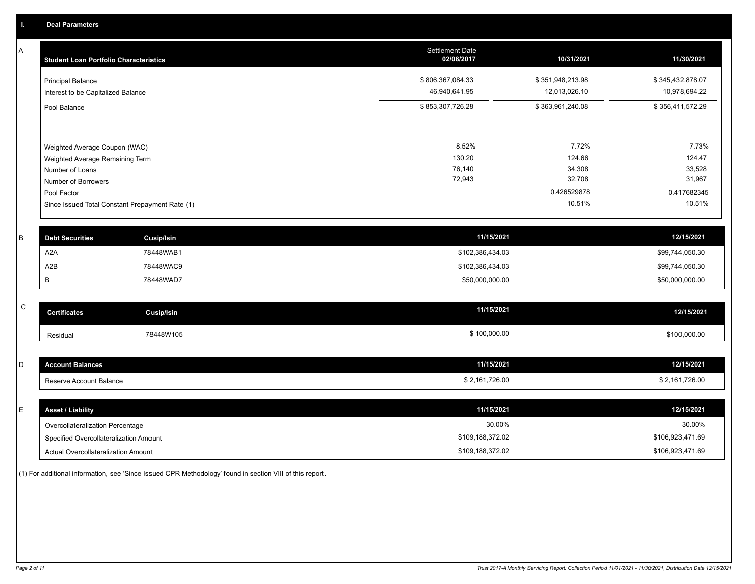## I. Deal Parameters

### A

| Student Loan Portfolio Characteristics | Settlement Date 02/08/2017 | 10/31/2021 | 11/30/2021 |
|---|---|---|---|
| Principal Balance | $ 806,367,084.33 | $ 351,948,213.98 | $ 345,432,878.07 |
| Interest to be Capitalized Balance | 46,940,641.95 | 12,013,026.10 | 10,978,694.22 |
| Pool Balance | $ 853,307,726.28 | $ 363,961,240.08 | $ 356,411,572.29 |
| Weighted Average Coupon (WAC) | 8.52% | 7.72% | 7.73% |
| Weighted Average Remaining Term | 130.20 | 124.66 | 124.47 |
| Number of Loans | 76,140 | 34,308 | 33,528 |
| Number of Borrowers | 72,943 | 32,708 | 31,967 |
| Pool Factor | | 0.426529878 | 0.417682345 |
| Since Issued Total Constant Prepayment Rate (1) | | 10.51% | 10.51% |

### B

| Debt Securities | Cusip/Isin | 11/15/2021 | 12/15/2021 |
|---|---|---|---|
| A2A | 78448WAB1 | $102,386,434.03 | $99,744,050.30 |
| A2B | 78448WAC9 | $102,386,434.03 | $99,744,050.30 |
| B | 78448WAD7 | $50,000,000.00 | $50,000,000.00 |

### C

| Certificates | Cusip/Isin | 11/15/2021 | 12/15/2021 |
|---|---|---|---|
| Residual | 78448W105 | $ 100,000.00 | $100,000.00 |

### D

| Account Balances | 11/15/2021 | 12/15/2021 |
|---|---|---|
| Reserve Account Balance | $ 2,161,726.00 | $ 2,161,726.00 |

### E

| Asset / Liability | 11/15/2021 | 12/15/2021 |
|---|---|---|
| Overcollateralization Percentage | 30.00% | 30.00% |
| Specified Overcollateralization Amount | $109,188,372.02 | $106,923,471.69 |
| Actual Overcollateralization Amount | $109,188,372.02 | $106,923,471.69 |

(1) For additional information, see 'Since Issued CPR Methodology' found in section VIII of this report.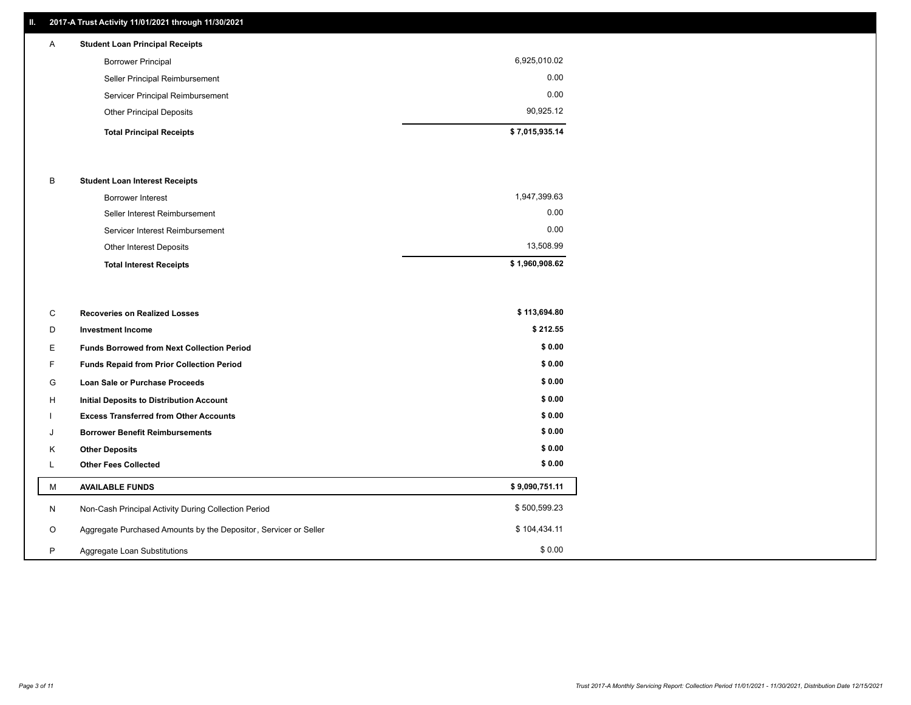## II. 2017-A Trust Activity 11/01/2021 through 11/30/2021

| | | |
|---|---|---|
| A | **Student Loan Principal Receipts** | |
| | Borrower Principal | 6,925,010.02 |
| | Seller Principal Reimbursement | 0.00 |
| | Servicer Principal Reimbursement | 0.00 |
| | Other Principal Deposits | 90,925.12 |
| | **Total Principal Receipts** | **$ 7,015,935.14** |
| B | **Student Loan Interest Receipts** | |
| | Borrower Interest | 1,947,399.63 |
| | Seller Interest Reimbursement | 0.00 |
| | Servicer Interest Reimbursement | 0.00 |
| | Other Interest Deposits | 13,508.99 |
| | **Total Interest Receipts** | **$ 1,960,908.62** |
| C | **Recoveries on Realized Losses** | **$ 113,694.80** |
| D | **Investment Income** | **$ 212.55** |
| E | **Funds Borrowed from Next Collection Period** | **$ 0.00** |
| F | **Funds Repaid from Prior Collection Period** | **$ 0.00** |
| G | **Loan Sale or Purchase Proceeds** | **$ 0.00** |
| H | **Initial Deposits to Distribution Account** | **$ 0.00** |
| I | **Excess Transferred from Other Accounts** | **$ 0.00** |
| J | **Borrower Benefit Reimbursements** | **$ 0.00** |
| K | **Other Deposits** | **$ 0.00** |
| L | **Other Fees Collected** | **$ 0.00** |
| M | **AVAILABLE FUNDS** | **$ 9,090,751.11** |
| N | Non-Cash Principal Activity During Collection Period | $ 500,599.23 |
| O | Aggregate Purchased Amounts by the Depositor, Servicer or Seller | $ 104,434.11 |
| P | Aggregate Loan Substitutions | $ 0.00 |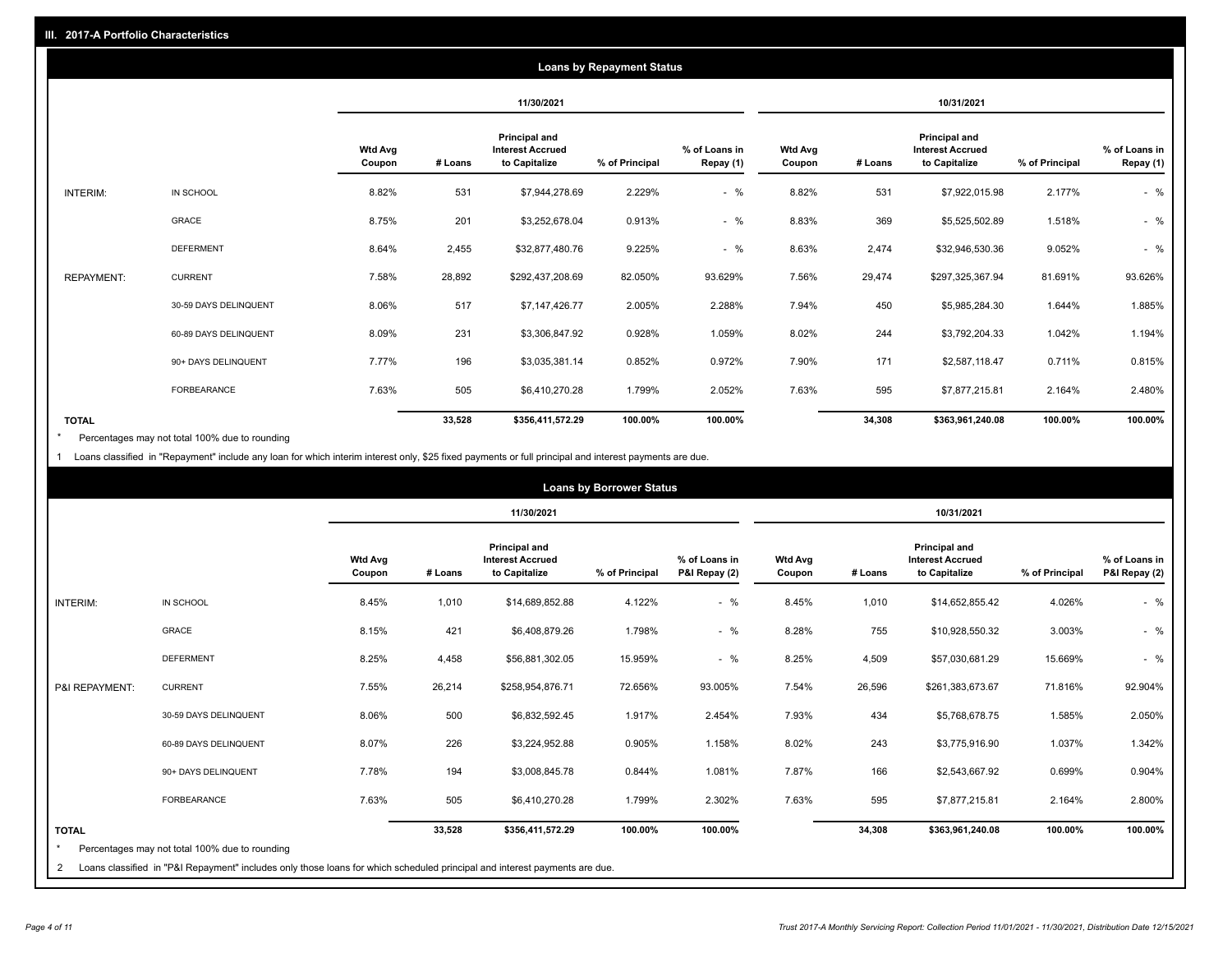## III. 2017-A Portfolio Characteristics

### Loans by Repayment Status

| | | 11/30/2021 | | | | | 10/31/2021 | | | | |
|---|---|---|---|---|---|---|---|---|---|---|---|
| | | Wtd Avg Coupon | # Loans | Principal and Interest Accrued to Capitalize | % of Principal | % of Loans in Repay (1) | Wtd Avg Coupon | # Loans | Principal and Interest Accrued to Capitalize | % of Principal | % of Loans in Repay (1) |
| INTERIM: | IN SCHOOL | 8.82% | 531 | $7,944,278.69 | 2.229% | - % | 8.82% | 531 | $7,922,015.98 | 2.177% | - % |
| | GRACE | 8.75% | 201 | $3,252,678.04 | 0.913% | - % | 8.83% | 369 | $5,525,502.89 | 1.518% | - % |
| | DEFERMENT | 8.64% | 2,455 | $32,877,480.76 | 9.225% | - % | 8.63% | 2,474 | $32,946,530.36 | 9.052% | - % |
| REPAYMENT: | CURRENT | 7.58% | 28,892 | $292,437,208.69 | 82.050% | 93.629% | 7.56% | 29,474 | $297,325,367.94 | 81.691% | 93.626% |
| | 30-59 DAYS DELINQUENT | 8.06% | 517 | $7,147,426.77 | 2.005% | 2.288% | 7.94% | 450 | $5,985,284.30 | 1.644% | 1.885% |
| | 60-89 DAYS DELINQUENT | 8.09% | 231 | $3,306,847.92 | 0.928% | 1.059% | 8.02% | 244 | $3,792,204.33 | 1.042% | 1.194% |
| | 90+ DAYS DELINQUENT | 7.77% | 196 | $3,035,381.14 | 0.852% | 0.972% | 7.90% | 171 | $2,587,118.47 | 0.711% | 0.815% |
| | FORBEARANCE | 7.63% | 505 | $6,410,270.28 | 1.799% | 2.052% | 7.63% | 595 | $7,877,215.81 | 2.164% | 2.480% |
| **TOTAL** | | | **33,528** | **$356,411,572.29** | **100.00%** | **100.00%** | | **34,308** | **$363,961,240.08** | **100.00%** | **100.00%** |

* Percentages may not total 100% due to rounding

1 Loans classified in "Repayment" include any loan for which interim interest only, $25 fixed payments or full principal and interest payments are due.

### Loans by Borrower Status

| | | 11/30/2021 | | | | | 10/31/2021 | | | | |
|---|---|---|---|---|---|---|---|---|---|---|---|
| | | Wtd Avg Coupon | # Loans | Principal and Interest Accrued to Capitalize | % of Principal | % of Loans in P&I Repay (2) | Wtd Avg Coupon | # Loans | Principal and Interest Accrued to Capitalize | % of Principal | % of Loans in P&I Repay (2) |
| INTERIM: | IN SCHOOL | 8.45% | 1,010 | $14,689,852.88 | 4.122% | - % | 8.45% | 1,010 | $14,652,855.42 | 4.026% | - % |
| | GRACE | 8.15% | 421 | $6,408,879.26 | 1.798% | - % | 8.28% | 755 | $10,928,550.32 | 3.003% | - % |
| | DEFERMENT | 8.25% | 4,458 | $56,881,302.05 | 15.959% | - % | 8.25% | 4,509 | $57,030,681.29 | 15.669% | - % |
| P&I REPAYMENT: | CURRENT | 7.55% | 26,214 | $258,954,876.71 | 72.656% | 93.005% | 7.54% | 26,596 | $261,383,673.67 | 71.816% | 92.904% |
| | 30-59 DAYS DELINQUENT | 8.06% | 500 | $6,832,592.45 | 1.917% | 2.454% | 7.93% | 434 | $5,768,678.75 | 1.585% | 2.050% |
| | 60-89 DAYS DELINQUENT | 8.07% | 226 | $3,224,952.88 | 0.905% | 1.158% | 8.02% | 243 | $3,775,916.90 | 1.037% | 1.342% |
| | 90+ DAYS DELINQUENT | 7.78% | 194 | $3,008,845.78 | 0.844% | 1.081% | 7.87% | 166 | $2,543,667.92 | 0.699% | 0.904% |
| | FORBEARANCE | 7.63% | 505 | $6,410,270.28 | 1.799% | 2.302% | 7.63% | 595 | $7,877,215.81 | 2.164% | 2.800% |
| **TOTAL** | | | **33,528** | **$356,411,572.29** | **100.00%** | **100.00%** | | **34,308** | **$363,961,240.08** | **100.00%** | **100.00%** |

* Percentages may not total 100% due to rounding

2 Loans classified in "P&I Repayment" includes only those loans for which scheduled principal and interest payments are due.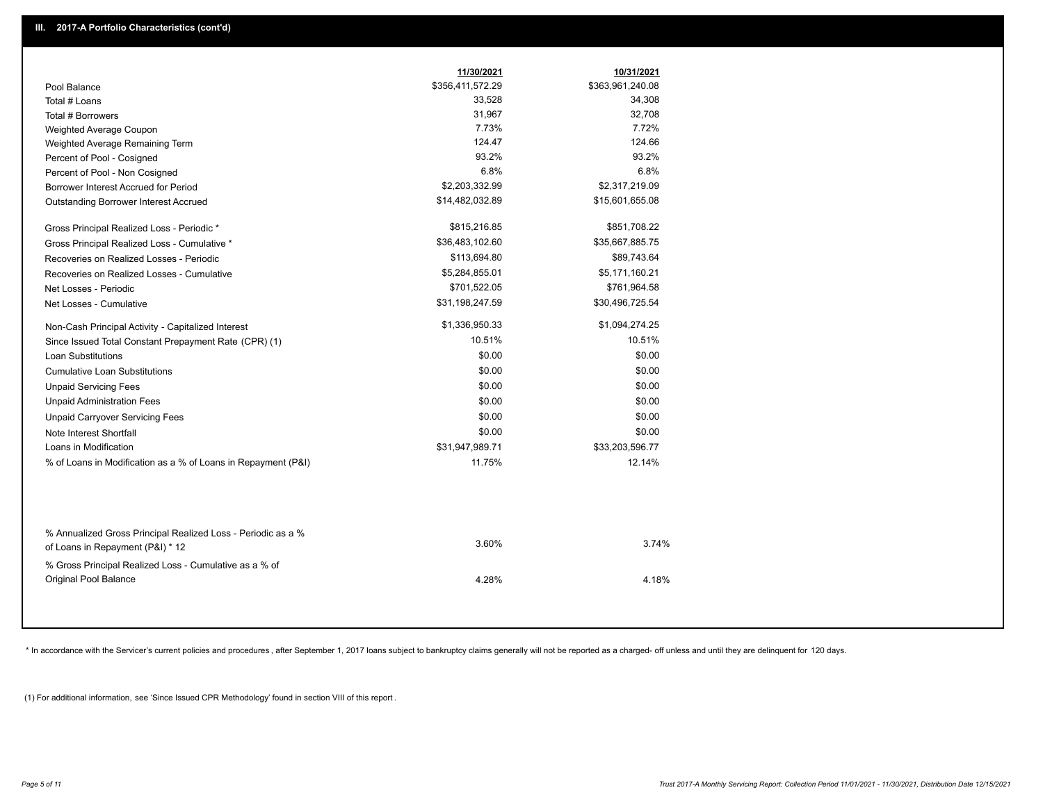## III. 2017-A Portfolio Characteristics (cont'd)

| | 11/30/2021 | 10/31/2021 |
|---|---|---|
| Pool Balance | $356,411,572.29 | $363,961,240.08 |
| Total # Loans | 33,528 | 34,308 |
| Total # Borrowers | 31,967 | 32,708 |
| Weighted Average Coupon | 7.73% | 7.72% |
| Weighted Average Remaining Term | 124.47 | 124.66 |
| Percent of Pool - Cosigned | 93.2% | 93.2% |
| Percent of Pool - Non Cosigned | 6.8% | 6.8% |
| Borrower Interest Accrued for Period | $2,203,332.99 | $2,317,219.09 |
| Outstanding Borrower Interest Accrued | $14,482,032.89 | $15,601,655.08 |
| Gross Principal Realized Loss - Periodic * | $815,216.85 | $851,708.22 |
| Gross Principal Realized Loss - Cumulative * | $36,483,102.60 | $35,667,885.75 |
| Recoveries on Realized Losses - Periodic | $113,694.80 | $89,743.64 |
| Recoveries on Realized Losses - Cumulative | $5,284,855.01 | $5,171,160.21 |
| Net Losses - Periodic | $701,522.05 | $761,964.58 |
| Net Losses - Cumulative | $31,198,247.59 | $30,496,725.54 |
| Non-Cash Principal Activity - Capitalized Interest | $1,336,950.33 | $1,094,274.25 |
| Since Issued Total Constant Prepayment Rate (CPR) (1) | 10.51% | 10.51% |
| Loan Substitutions | $0.00 | $0.00 |
| Cumulative Loan Substitutions | $0.00 | $0.00 |
| Unpaid Servicing Fees | $0.00 | $0.00 |
| Unpaid Administration Fees | $0.00 | $0.00 |
| Unpaid Carryover Servicing Fees | $0.00 | $0.00 |
| Note Interest Shortfall | $0.00 | $0.00 |
| Loans in Modification | $31,947,989.71 | $33,203,596.77 |
| % of Loans in Modification as a % of Loans in Repayment (P&I) | 11.75% | 12.14% |
| % Annualized Gross Principal Realized Loss - Periodic as a % of Loans in Repayment (P&I) * 12 | 3.60% | 3.74% |
| % Gross Principal Realized Loss - Cumulative as a % of Original Pool Balance | 4.28% | 4.18% |

* In accordance with the Servicer's current policies and procedures, after September 1, 2017 loans subject to bankruptcy claims generally will not be reported as a charged- off unless and until they are delinquent for 120 days.

(1) For additional information, see 'Since Issued CPR Methodology' found in section VIII of this report .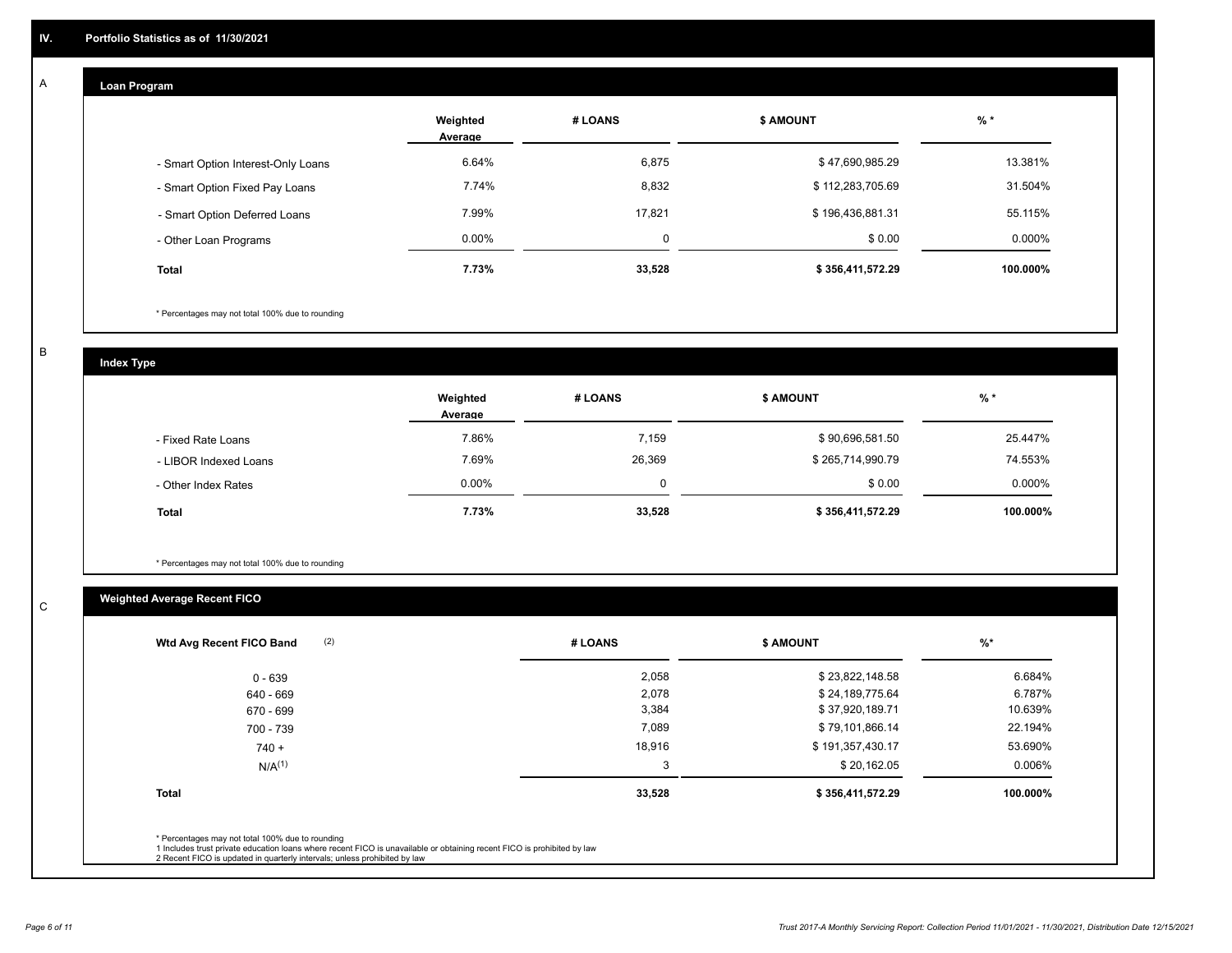## IV. Portfolio Statistics as of 11/30/2021

### A

#### Loan Program

| | Weighted Average | # LOANS | $ AMOUNT | % * |
|---|---|---|---|---|
| - Smart Option Interest-Only Loans | 6.64% | 6,875 | $ 47,690,985.29 | 13.381% |
| - Smart Option Fixed Pay Loans | 7.74% | 8,832 | $ 112,283,705.69 | 31.504% |
| - Smart Option Deferred Loans | 7.99% | 17,821 | $ 196,436,881.31 | 55.115% |
| - Other Loan Programs | 0.00% | 0 | $ 0.00 | 0.000% |
| **Total** | **7.73%** | **33,528** | **$ 356,411,572.29** | **100.000%** |

* Percentages may not total 100% due to rounding

### B

#### Index Type

| | Weighted Average | # LOANS | $ AMOUNT | % * |
|---|---|---|---|---|
| - Fixed Rate Loans | 7.86% | 7,159 | $ 90,696,581.50 | 25.447% |
| - LIBOR Indexed Loans | 7.69% | 26,369 | $ 265,714,990.79 | 74.553% |
| - Other Index Rates | 0.00% | 0 | $ 0.00 | 0.000% |
| **Total** | **7.73%** | **33,528** | **$ 356,411,572.29** | **100.000%** |

* Percentages may not total 100% due to rounding

### C

#### Weighted Average Recent FICO

| Wtd Avg Recent FICO Band (2) | # LOANS | $ AMOUNT | %* |
|---|---|---|---|
| 0 - 639 | 2,058 | $ 23,822,148.58 | 6.684% |
| 640 - 669 | 2,078 | $ 24,189,775.64 | 6.787% |
| 670 - 699 | 3,384 | $ 37,920,189.71 | 10.639% |
| 700 - 739 | 7,089 | $ 79,101,866.14 | 22.194% |
| 740 + | 18,916 | $ 191,357,430.17 | 53.690% |
| N/A(1) | 3 | $ 20,162.05 | 0.006% |
| **Total** | **33,528** | **$ 356,411,572.29** | **100.000%** |

* Percentages may not total 100% due to rounding
1 Includes trust private education loans where recent FICO is unavailable or obtaining recent FICO is prohibited by law
2 Recent FICO is updated in quarterly intervals; unless prohibited by law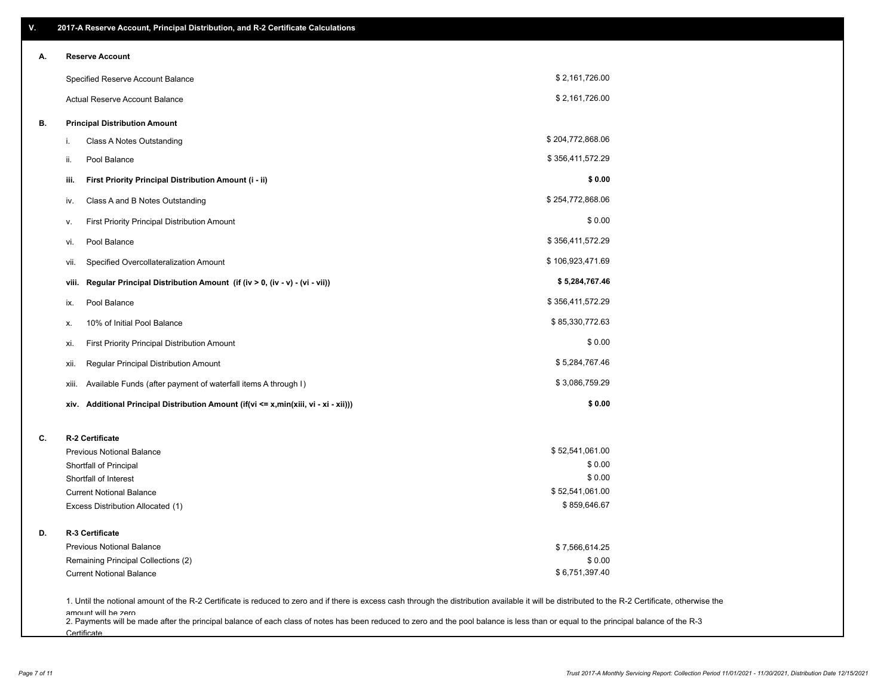## V. 2017-A Reserve Account, Principal Distribution, and R-2 Certificate Calculations

### A. Reserve Account

| | |
|---|---|
| Specified Reserve Account Balance | $ 2,161,726.00 |
| Actual Reserve Account Balance | $ 2,161,726.00 |

### B. Principal Distribution Amount

| | | |
|---|---|---|
| i. | Class A Notes Outstanding | $ 204,772,868.06 |
| ii. | Pool Balance | $ 356,411,572.29 |
| **iii.** | **First Priority Principal Distribution Amount (i - ii)** | **$ 0.00** |
| iv. | Class A and B Notes Outstanding | $ 254,772,868.06 |
| v. | First Priority Principal Distribution Amount | $ 0.00 |
| vi. | Pool Balance | $ 356,411,572.29 |
| vii. | Specified Overcollateralization Amount | $ 106,923,471.69 |
| **viii.** | **Regular Principal Distribution Amount (if (iv > 0, (iv - v) - (vi - vii))** | **$ 5,284,767.46** |
| ix. | Pool Balance | $ 356,411,572.29 |
| x. | 10% of Initial Pool Balance | $ 85,330,772.63 |
| xi. | First Priority Principal Distribution Amount | $ 0.00 |
| xii. | Regular Principal Distribution Amount | $ 5,284,767.46 |
| xiii. | Available Funds (after payment of waterfall items A through I) | $ 3,086,759.29 |
| **xiv.** | **Additional Principal Distribution Amount (if(vi <= x,min(xiii, vi - xi - xii)))** | **$ 0.00** |

### C. R-2 Certificate

| | |
|---|---|
| Previous Notional Balance | $ 52,541,061.00 |
| Shortfall of Principal | $ 0.00 |
| Shortfall of Interest | $ 0.00 |
| Current Notional Balance | $ 52,541,061.00 |
| Excess Distribution Allocated (1) | $ 859,646.67 |

### D. R-3 Certificate

| | |
|---|---|
| Previous Notional Balance | $ 7,566,614.25 |
| Remaining Principal Collections (2) | $ 0.00 |
| Current Notional Balance | $ 6,751,397.40 |

1. Until the notional amount of the R-2 Certificate is reduced to zero and if there is excess cash through the distribution available it will be distributed to the R-2 Certificate, otherwise the amount will be zero

2. Payments will be made after the principal balance of each class of notes has been reduced to zero and the pool balance is less than or equal to the principal balance of the R-3 Certificate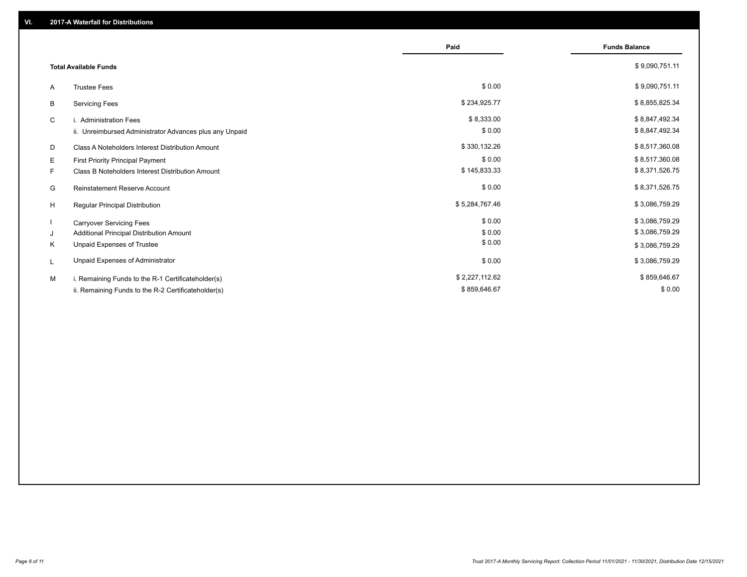## VI. 2017-A Waterfall for Distributions

| | | Paid | Funds Balance |
|---|---|---|---|
| | **Total Available Funds** | | $ 9,090,751.11 |
| A | Trustee Fees | $ 0.00 | $ 9,090,751.11 |
| B | Servicing Fees | $ 234,925.77 | $ 8,855,825.34 |
| C | i. Administration Fees | $ 8,333.00 | $ 8,847,492.34 |
| | ii. Unreimbursed Administrator Advances plus any Unpaid | $ 0.00 | $ 8,847,492.34 |
| D | Class A Noteholders Interest Distribution Amount | $ 330,132.26 | $ 8,517,360.08 |
| E | First Priority Principal Payment | $ 0.00 | $ 8,517,360.08 |
| F | Class B Noteholders Interest Distribution Amount | $ 145,833.33 | $ 8,371,526.75 |
| G | Reinstatement Reserve Account | $ 0.00 | $ 8,371,526.75 |
| H | Regular Principal Distribution | $ 5,284,767.46 | $ 3,086,759.29 |
| I | Carryover Servicing Fees | $ 0.00 | $ 3,086,759.29 |
| J | Additional Principal Distribution Amount | $ 0.00 | $ 3,086,759.29 |
| K | Unpaid Expenses of Trustee | $ 0.00 | $ 3,086,759.29 |
| L | Unpaid Expenses of Administrator | $ 0.00 | $ 3,086,759.29 |
| M | i. Remaining Funds to the R-1 Certificateholder(s) | $ 2,227,112.62 | $ 859,646.67 |
| | ii. Remaining Funds to the R-2 Certificateholder(s) | $ 859,646.67 | $ 0.00 |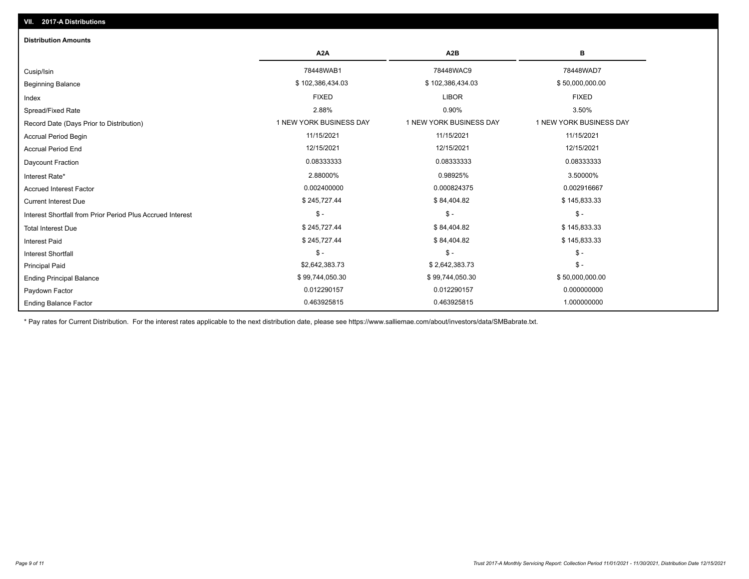## VII. 2017-A Distributions

### Distribution Amounts

| | A2A | A2B | B |
|---|---|---|---|
| Cusip/Isin | 78448WAB1 | 78448WAC9 | 78448WAD7 |
| Beginning Balance | $ 102,386,434.03 | $ 102,386,434.03 | $ 50,000,000.00 |
| Index | FIXED | LIBOR | FIXED |
| Spread/Fixed Rate | 2.88% | 0.90% | 3.50% |
| Record Date (Days Prior to Distribution) | 1 NEW YORK BUSINESS DAY | 1 NEW YORK BUSINESS DAY | 1 NEW YORK BUSINESS DAY |
| Accrual Period Begin | 11/15/2021 | 11/15/2021 | 11/15/2021 |
| Accrual Period End | 12/15/2021 | 12/15/2021 | 12/15/2021 |
| Daycount Fraction | 0.08333333 | 0.08333333 | 0.08333333 |
| Interest Rate* | 2.88000% | 0.98925% | 3.50000% |
| Accrued Interest Factor | 0.002400000 | 0.000824375 | 0.002916667 |
| Current Interest Due | $ 245,727.44 | $ 84,404.82 | $ 145,833.33 |
| Interest Shortfall from Prior Period Plus Accrued Interest | $ - | $ - | $ - |
| Total Interest Due | $ 245,727.44 | $ 84,404.82 | $ 145,833.33 |
| Interest Paid | $ 245,727.44 | $ 84,404.82 | $ 145,833.33 |
| Interest Shortfall | $ - | $ - | $ - |
| Principal Paid | $2,642,383.73 | $ 2,642,383.73 | $ - |
| Ending Principal Balance | $ 99,744,050.30 | $ 99,744,050.30 | $ 50,000,000.00 |
| Paydown Factor | 0.012290157 | 0.012290157 | 0.000000000 |
| Ending Balance Factor | 0.463925815 | 0.463925815 | 1.000000000 |

* Pay rates for Current Distribution. For the interest rates applicable to the next distribution date, please see https://www.salliemae.com/about/investors/data/SMBabrate.txt.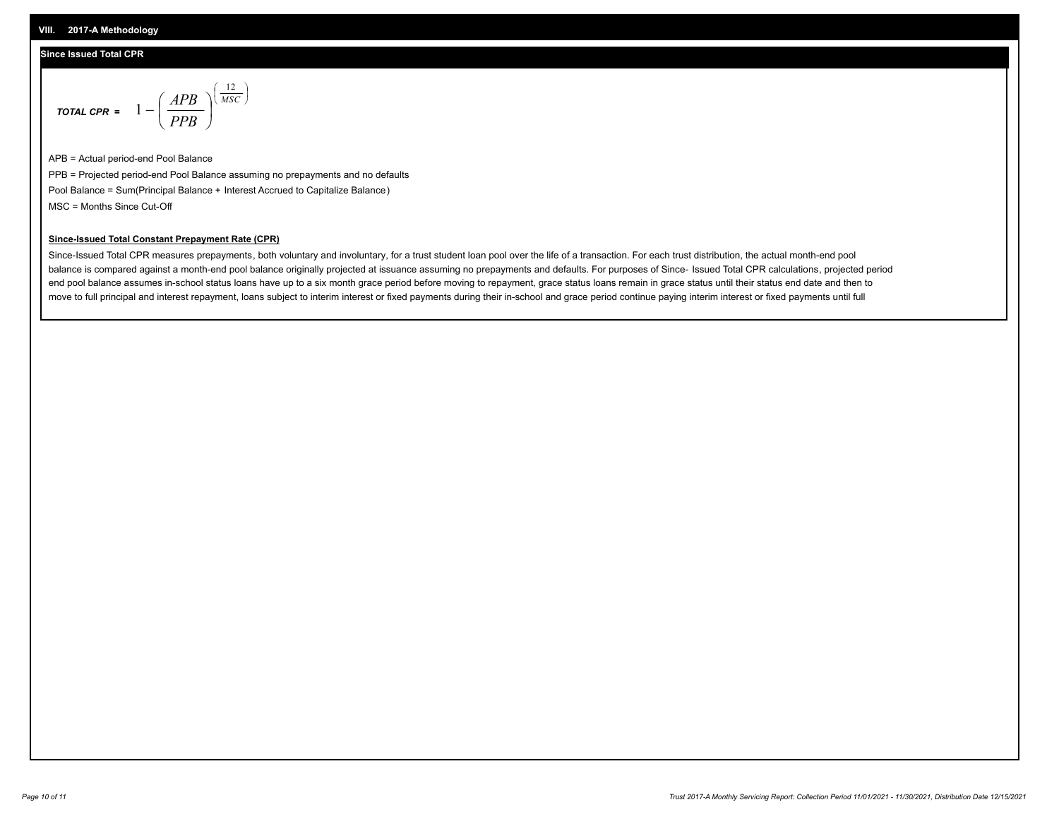## VIII. 2017-A Methodology

### Since Issued Total CPR

$$\textit{TOTAL CPR} = 1 - \left( \frac{APB}{PPB} \right)^{\left( \frac{12}{MSC} \right)}$$

APB = Actual period-end Pool Balance

PPB = Projected period-end Pool Balance assuming no prepayments and no defaults

Pool Balance = Sum(Principal Balance + Interest Accrued to Capitalize Balance)

MSC = Months Since Cut-Off

**Since-Issued Total Constant Prepayment Rate (CPR)**

Since-Issued Total CPR measures prepayments, both voluntary and involuntary, for a trust student loan pool over the life of a transaction. For each trust distribution, the actual month-end pool balance is compared against a month-end pool balance originally projected at issuance assuming no prepayments and defaults. For purposes of Since- Issued Total CPR calculations, projected period end pool balance assumes in-school status loans have up to a six month grace period before moving to repayment, grace status loans remain in grace status until their status end date and then to move to full principal and interest repayment, loans subject to interim interest or fixed payments during their in-school and grace period continue paying interim interest or fixed payments until full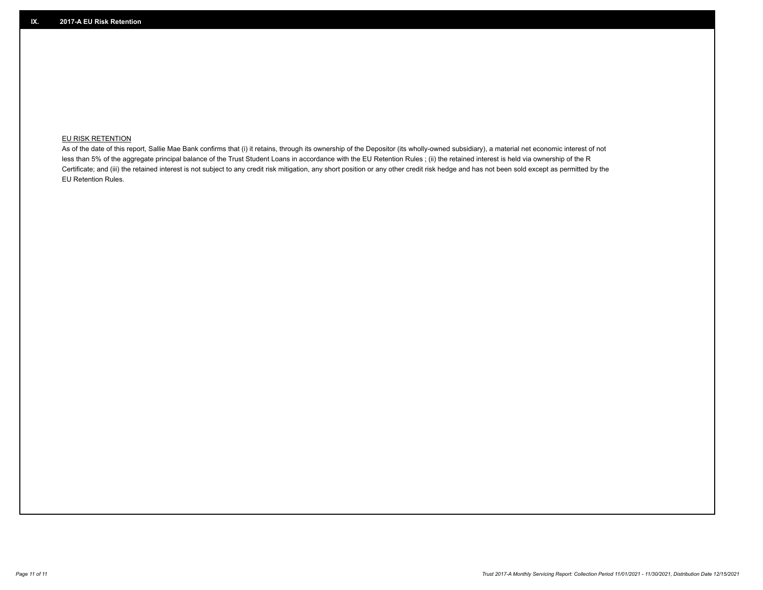## IX. 2017-A EU Risk Retention

EU RISK RETENTION

As of the date of this report, Sallie Mae Bank confirms that (i) it retains, through its ownership of the Depositor (its wholly-owned subsidiary), a material net economic interest of not less than 5% of the aggregate principal balance of the Trust Student Loans in accordance with the EU Retention Rules ; (ii) the retained interest is held via ownership of the R Certificate; and (iii) the retained interest is not subject to any credit risk mitigation, any short position or any other credit risk hedge and has not been sold except as permitted by the EU Retention Rules.